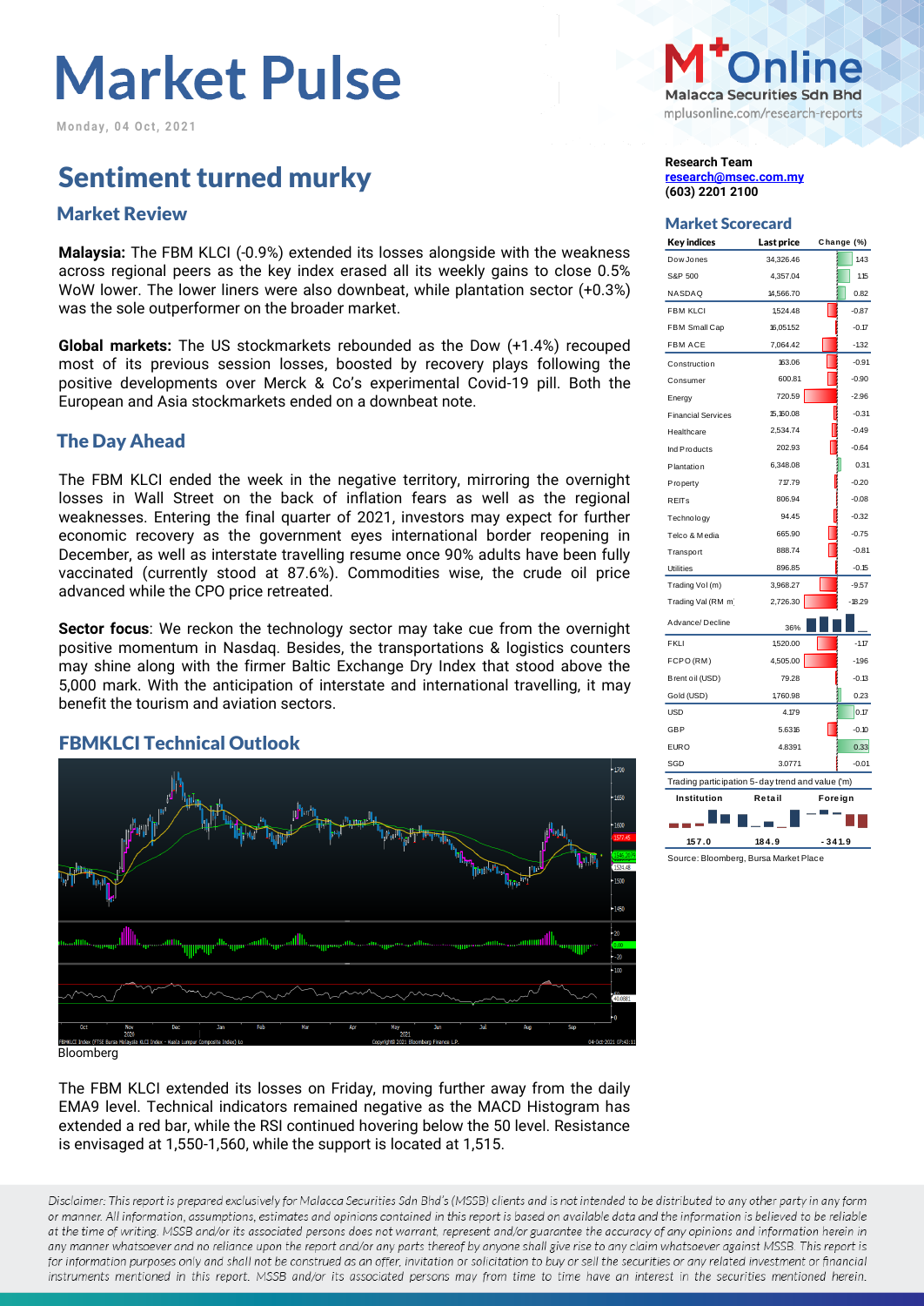# Market Pulse

Monday, 04 Oct, 2021

## Sentiment turned murky

### Market Review

**Malaysia:** The FBM KLCI (-0.9%) extended its losses alongside with the weakness across regional peers as the key index erased all its weekly gains to close 0.5% WoW lower. The lower liners were also downbeat, while plantation sector (+0.3%) was the sole outperformer on the broader market.

**Global markets:** The US stockmarkets rebounded as the Dow (+1.4%) recouped most of its previous session losses, boosted by recovery plays following the positive developments over Merck & Co's experimental Covid-19 pill. Both the European and Asia stockmarkets ended on a downbeat note.

### The Day Ahead

The FBM KLCI ended the week in the negative territory, mirroring the overnight losses in Wall Street on the back of inflation fears as well as the regional weaknesses. Entering the final quarter of 2021, investors may expect for further economic recovery as the government eyes international border reopening in December, as well as interstate travelling resume once 90% adults have been fully vaccinated (currently stood at 87.6%). Commodities wise, the crude oil price advanced while the CPO price retreated.

**Sector focus**: We reckon the technology sector may take cue from the overnight positive momentum in Nasdaq. Besides, the transportations & logistics counters may shine along with the firmer Baltic Exchange Dry Index that stood above the 5,000 mark. With the anticipation of interstate and international travelling, it may benefit the tourism and aviation sectors.

### FBMKLCI Technical Outlook

Bloomberg

The FBM KLCI extended its losses on Friday, moving further away from the daily EMA9 level. Technical indicators remained negative as the MACD Histogram has extended a red bar, while the RSI continued hovering below the 50 level. Resistance is envisaged at 1,550-1,560, while the support is located at 1,515.

**Research Team**
research@msec.com.my
(603) 2201 2100

### Market Scorecard

| Key indices | Last price | Change (%) |
|---|---|---|
| Dow Jones | 34,326.46 | 1.43 |
| S&P 500 | 4,357.04 | 1.15 |
| NASDAQ | 14,566.70 | 0.82 |
| FBM KLCI | 1,524.48 | -0.87 |
| FBM Small Cap | 16,051.52 | -0.17 |
| FBM ACE | 7,064.42 | -1.32 |
| Construction | 163.06 | -0.91 |
| Consumer | 600.81 | -0.90 |
| Energy | 720.59 | -2.96 |
| Financial Services | 15,160.08 | -0.31 |
| Healthcare | 2,534.74 | -0.49 |
| Ind Products | 202.93 | -0.64 |
| Plantation | 6,348.08 | 0.31 |
| Property | 717.79 | -0.20 |
| REITs | 806.94 | -0.08 |
| Technology | 94.45 | -0.32 |
| Telco & Media | 665.90 | -0.75 |
| Transport | 888.74 | -0.81 |
| Utilities | 896.85 | -0.15 |
| Trading Vol (m) | 3,968.27 | -9.57 |
| Trading Val (RM m) | 2,726.30 | -18.29 |
| Advance/ Decline | 36% | |
| FKLI | 1,520.00 | -1.17 |
| FCPO (RM) | 4,505.00 | -196 |
| Brent oil (USD) | 79.28 | -0.13 |
| Gold (USD) | 1,760.98 | 0.23 |
| USD | 4.179 | 0.17 |
| GBP | 5.6316 | -0.10 |
| EURO | 4.8391 | 0.33 |
| SGD | 3.0771 | -0.01 |

Trading participation 5-day trend and value ('m)

| Institution | Retail | Foreign |
|---|---|---|
| 157.0 | 184.9 | -341.9 |

Source: Bloomberg, Bursa Market Place

*Disclaimer: This report is prepared exclusively for Malacca Securities Sdn Bhd's (MSSB) clients and is not intended to be distributed to any other party in any form or manner. All information, assumptions, estimates and opinions contained in this report is based on available data and the information is believed to be reliable at the time of writing. MSSB and/or its associated persons does not warrant, represent and/or guarantee the accuracy of any opinions and information herein in any manner whatsoever and no reliance upon the report and/or any parts thereof by anyone shall give rise to any claim whatsoever against MSSB. This report is for information purposes only and shall not be construed as an offer, invitation or solicitation to buy or sell the securities or any related investment or financial instruments mentioned in this report. MSSB and/or its associated persons may from time to time have an interest in the securities mentioned herein.*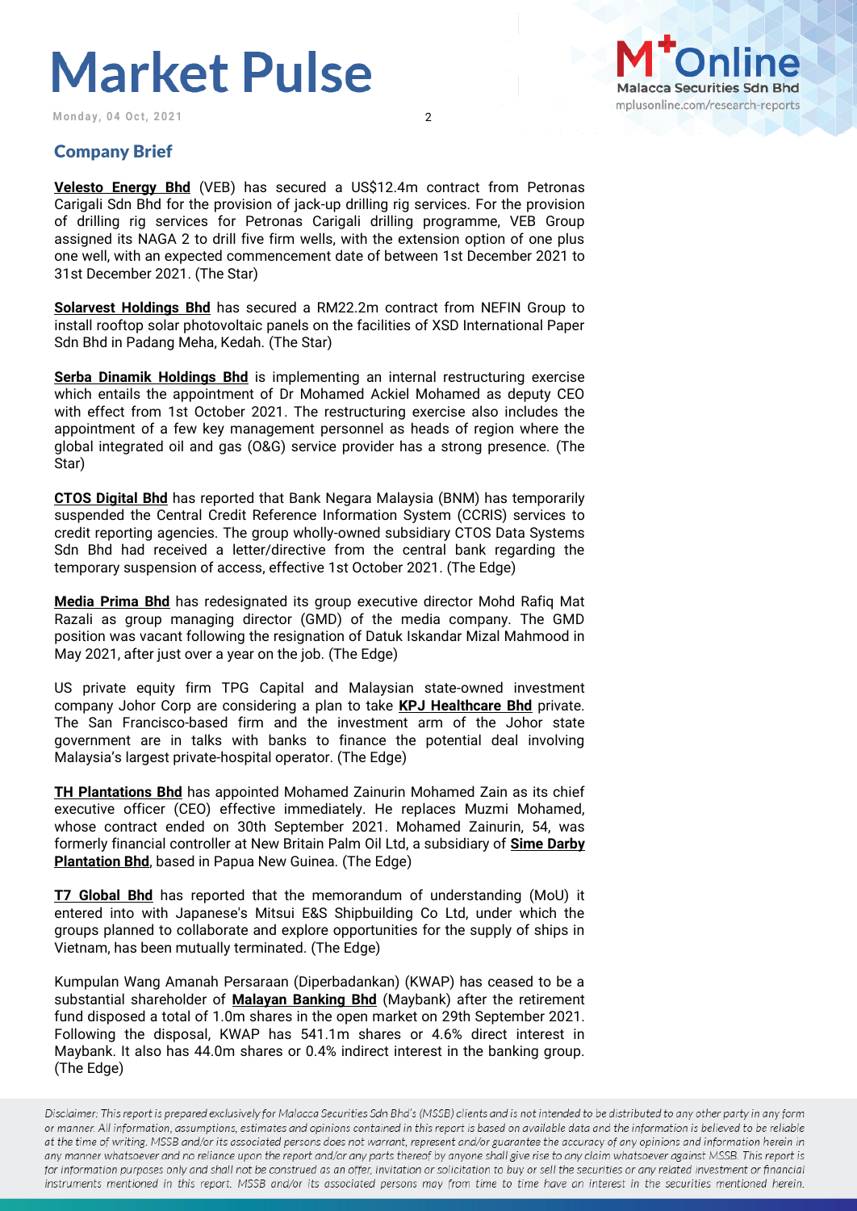## Company Brief

**Velesto Energy Bhd** (VEB) has secured a US$12.4m contract from Petronas Carigali Sdn Bhd for the provision of jack-up drilling rig services. For the provision of drilling rig services for Petronas Carigali drilling programme, VEB Group assigned its NAGA 2 to drill five firm wells, with the extension option of one plus one well, with an expected commencement date of between 1st December 2021 to 31st December 2021. (The Star)

**Solarvest Holdings Bhd** has secured a RM22.2m contract from NEFIN Group to install rooftop solar photovoltaic panels on the facilities of XSD International Paper Sdn Bhd in Padang Meha, Kedah. (The Star)

**Serba Dinamik Holdings Bhd** is implementing an internal restructuring exercise which entails the appointment of Dr Mohamed Ackiel Mohamed as deputy CEO with effect from 1st October 2021. The restructuring exercise also includes the appointment of a few key management personnel as heads of region where the global integrated oil and gas (O&G) service provider has a strong presence. (The Star)

**CTOS Digital Bhd** has reported that Bank Negara Malaysia (BNM) has temporarily suspended the Central Credit Reference Information System (CCRIS) services to credit reporting agencies. The group wholly-owned subsidiary CTOS Data Systems Sdn Bhd had received a letter/directive from the central bank regarding the temporary suspension of access, effective 1st October 2021. (The Edge)

**Media Prima Bhd** has redesignated its group executive director Mohd Rafiq Mat Razali as group managing director (GMD) of the media company. The GMD position was vacant following the resignation of Datuk Iskandar Mizal Mahmood in May 2021, after just over a year on the job. (The Edge)

US private equity firm TPG Capital and Malaysian state-owned investment company Johor Corp are considering a plan to take **KPJ Healthcare Bhd** private. The San Francisco-based firm and the investment arm of the Johor state government are in talks with banks to finance the potential deal involving Malaysia's largest private-hospital operator. (The Edge)

**TH Plantations Bhd** has appointed Mohamed Zainurin Mohamed Zain as its chief executive officer (CEO) effective immediately. He replaces Muzmi Mohamed, whose contract ended on 30th September 2021. Mohamed Zainurin, 54, was formerly financial controller at New Britain Palm Oil Ltd, a subsidiary of **Sime Darby Plantation Bhd**, based in Papua New Guinea. (The Edge)

**T7 Global Bhd** has reported that the memorandum of understanding (MoU) it entered into with Japanese's Mitsui E&S Shipbuilding Co Ltd, under which the groups planned to collaborate and explore opportunities for the supply of ships in Vietnam, has been mutually terminated. (The Edge)

Kumpulan Wang Amanah Persaraan (Diperbadankan) (KWAP) has ceased to be a substantial shareholder of **Malayan Banking Bhd** (Maybank) after the retirement fund disposed a total of 1.0m shares in the open market on 29th September 2021. Following the disposal, KWAP has 541.1m shares or 4.6% direct interest in Maybank. It also has 44.0m shares or 0.4% indirect interest in the banking group. (The Edge)

*Disclaimer: This report is prepared exclusively for Malacca Securities Sdn Bhd's (MSSB) clients and is not intended to be distributed to any other party in any form or manner. All information, assumptions, estimates and opinions contained in this report is based on available data and the information is believed to be reliable at the time of writing. MSSB and/or its associated persons does not warrant, represent and/or guarantee the accuracy of any opinions and information herein in any manner whatsoever and no reliance upon the report and/or any parts thereof by anyone shall give rise to any claim whatsoever against MSSB. This report is for information purposes only and shall not be construed as an offer, invitation or solicitation to buy or sell the securities or any related investment or financial instruments mentioned in this report. MSSB and/or its associated persons may from time to time have an interest in the securities mentioned herein.*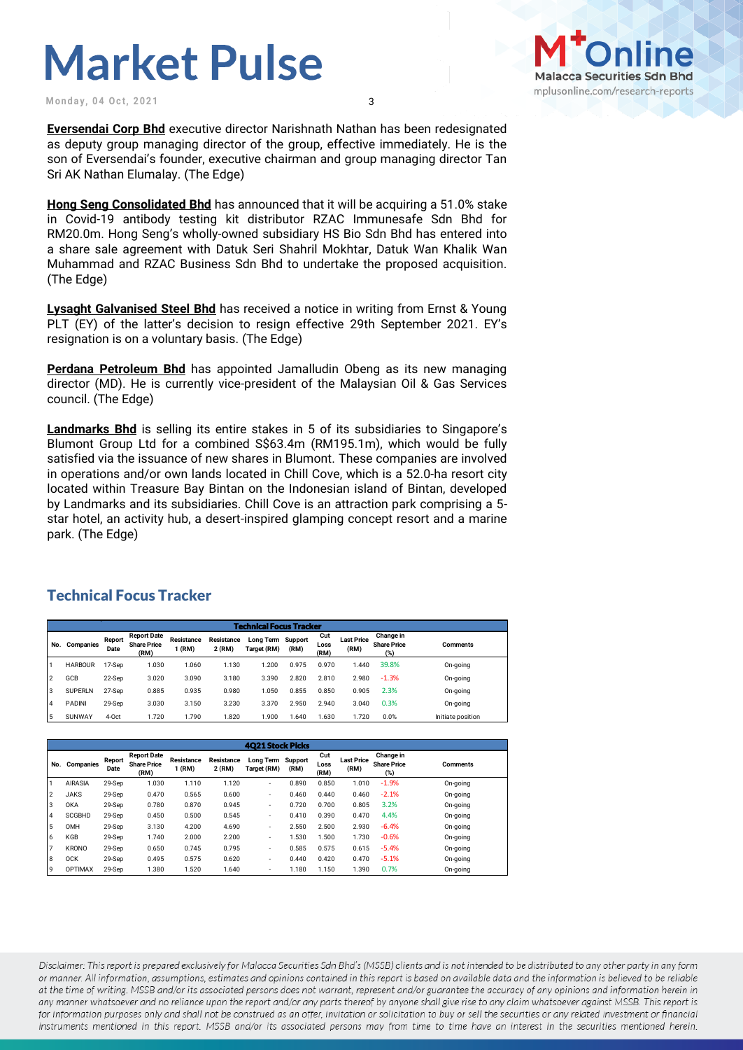**Eversendai Corp Bhd** executive director Narishnath Nathan has been redesignated as deputy group managing director of the group, effective immediately. He is the son of Eversendai's founder, executive chairman and group managing director Tan Sri AK Nathan Elumalay. (The Edge)

**Hong Seng Consolidated Bhd** has announced that it will be acquiring a 51.0% stake in Covid-19 antibody testing kit distributor RZAC Immunesafe Sdn Bhd for RM20.0m. Hong Seng's wholly-owned subsidiary HS Bio Sdn Bhd has entered into a share sale agreement with Datuk Seri Shahril Mokhtar, Datuk Wan Khalik Wan Muhammad and RZAC Business Sdn Bhd to undertake the proposed acquisition. (The Edge)

**Lysaght Galvanised Steel Bhd** has received a notice in writing from Ernst & Young PLT (EY) of the latter's decision to resign effective 29th September 2021. EY's resignation is on a voluntary basis. (The Edge)

**Perdana Petroleum Bhd** has appointed Jamalludin Obeng as its new managing director (MD). He is currently vice-president of the Malaysian Oil & Gas Services council. (The Edge)

**Landmarks Bhd** is selling its entire stakes in 5 of its subsidiaries to Singapore's Blumont Group Ltd for a combined S$63.4m (RM195.1m), which would be fully satisfied via the issuance of new shares in Blumont. These companies are involved in operations and/or own lands located in Chill Cove, which is a 52.0-ha resort city located within Treasure Bay Bintan on the Indonesian island of Bintan, developed by Landmarks and its subsidiaries. Chill Cove is an attraction park comprising a 5-star hotel, an activity hub, a desert-inspired glamping concept resort and a marine park. (The Edge)

## Technical Focus Tracker

**Technical Focus Tracker**

| No. | Companies | Report Date | Report Date Share Price (RM) | Resistance 1 (RM) | Resistance 2 (RM) | Long Term Target (RM) | Support (RM) | Cut Loss (RM) | Last Price (RM) | Change in Share Price (%) | Comments |
|---|---|---|---|---|---|---|---|---|---|---|---|
| 1 | HARBOUR | 17-Sep | 1.030 | 1.060 | 1.130 | 1.200 | 0.975 | 0.970 | 1.440 | 39.8% | On-going |
| 2 | GCB | 22-Sep | 3.020 | 3.090 | 3.180 | 3.390 | 2.820 | 2.810 | 2.980 | -1.3% | On-going |
| 3 | SUPERLN | 27-Sep | 0.885 | 0.935 | 0.980 | 1.050 | 0.855 | 0.850 | 0.905 | 2.3% | On-going |
| 4 | PADINI | 29-Sep | 3.030 | 3.150 | 3.230 | 3.370 | 2.950 | 2.940 | 3.040 | 0.3% | On-going |
| 5 | SUNWAY | 4-Oct | 1.720 | 1.790 | 1.820 | 1.900 | 1.640 | 1.630 | 1.720 | 0.0% | Initiate position |

**4Q21 Stock Picks**

| No. | Companies | Report Date | Report Date Share Price (RM) | Resistance 1 (RM) | Resistance 2 (RM) | Long Term Target (RM) | Support (RM) | Cut Loss (RM) | Last Price (RM) | Change in Share Price (%) | Comments |
|---|---|---|---|---|---|---|---|---|---|---|---|
| 1 | AIRASIA | 29-Sep | 1.030 | 1.110 | 1.120 | - | 0.890 | 0.850 | 1.010 | -1.9% | On-going |
| 2 | JAKS | 29-Sep | 0.470 | 0.565 | 0.600 | - | 0.460 | 0.440 | 0.460 | -2.1% | On-going |
| 3 | OKA | 29-Sep | 0.780 | 0.870 | 0.945 | - | 0.720 | 0.700 | 0.805 | 3.2% | On-going |
| 4 | SCGBHD | 29-Sep | 0.450 | 0.500 | 0.545 | - | 0.410 | 0.390 | 0.470 | 4.4% | On-going |
| 5 | OMH | 29-Sep | 3.130 | 4.200 | 4.690 | - | 2.550 | 2.500 | 2.930 | -6.4% | On-going |
| 6 | KGB | 29-Sep | 1.740 | 2.000 | 2.200 | - | 1.530 | 1.500 | 1.730 | -0.6% | On-going |
| 7 | KRONO | 29-Sep | 0.650 | 0.745 | 0.795 | - | 0.585 | 0.575 | 0.615 | -5.4% | On-going |
| 8 | OCK | 29-Sep | 0.495 | 0.575 | 0.620 | - | 0.440 | 0.420 | 0.470 | -5.1% | On-going |
| 9 | OPTIMAX | 29-Sep | 1.380 | 1.520 | 1.640 | - | 1.180 | 1.150 | 1.390 | 0.7% | On-going |

*Disclaimer: This report is prepared exclusively for Malacca Securities Sdn Bhd's (MSSB) clients and is not intended to be distributed to any other party in any form or manner. All information, assumptions, estimates and opinions contained in this report is based on available data and the information is believed to be reliable at the time of writing. MSSB and/or its associated persons does not warrant, represent and/or guarantee the accuracy of any opinions and information herein in any manner whatsoever and no reliance upon the report and/or any parts thereof by anyone shall give rise to any claim whatsoever against MSSB. This report is for information purposes only and shall not be construed as an offer, invitation or solicitation to buy or sell the securities or any related investment or financial instruments mentioned in this report. MSSB and/or its associated persons may from time to time have an interest in the securities mentioned herein.*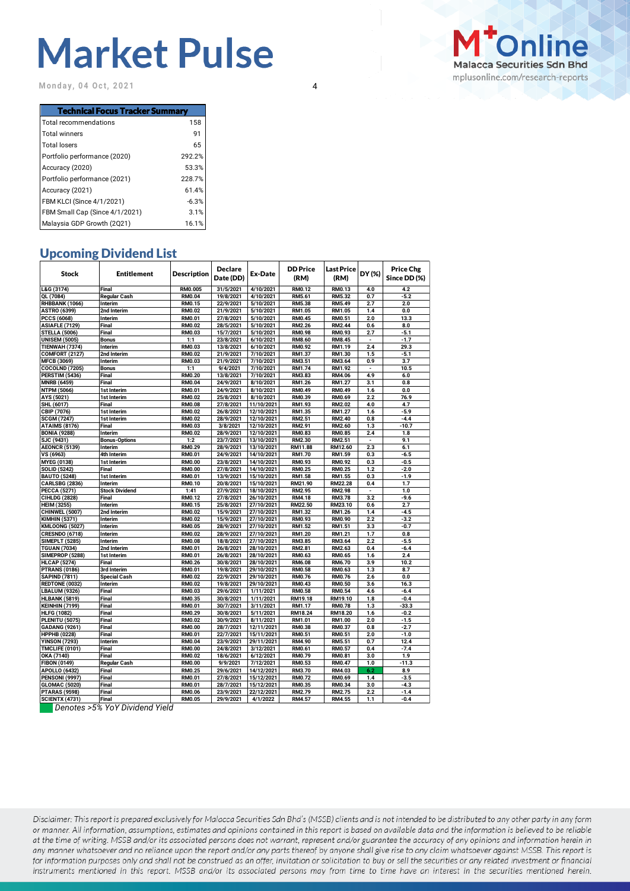# Market Pulse

**Monday, 04 Oct, 2021**

| Technical Focus Tracker Summary | |
|---|---|
| Total recommendations | 158 |
| Total winners | 91 |
| Total losers | 65 |
| Portfolio performance (2020) | 292.2% |
| Accuracy (2020) | 53.3% |
| Portfolio performance (2021) | 228.7% |
| Accuracy (2021) | 61.4% |
| FBM KLCI (Since 4/1/2021) | -6.3% |
| FBM Small Cap (Since 4/1/2021) | 3.1% |
| Malaysia GDP Growth (2Q21) | 16.1% |

## Upcoming Dividend List

| Stock | Entitlement | Description | Declare Date (DD) | Ex-Date | DD Price (RM) | Last Price (RM) | DY (%) | Price Chg Since DD (%) |
|---|---|---|---|---|---|---|---|---|
| L&G (3174) | Final | RM0.005 | 31/5/2021 | 4/10/2021 | RM0.12 | RM0.13 | 4.0 | 4.2 |
| QL (7084) | Regular Cash | RM0.04 | 19/8/2021 | 4/10/2021 | RM5.61 | RM5.32 | 0.7 | -5.2 |
| RHBBANK (1066) | Interim | RM0.15 | 22/9/2021 | 5/10/2021 | RM5.38 | RM5.49 | 2.7 | 2.0 |
| ASTRO (6399) | 2nd Interim | RM0.02 | 21/9/2021 | 5/10/2021 | RM1.05 | RM1.05 | 1.4 | 0.0 |
| PCCS (6068) | Interim | RM0.01 | 27/8/2021 | 5/10/2021 | RM0.45 | RM0.51 | 2.0 | 13.3 |
| ASIAFLE (7129) | Final | RM0.02 | 28/5/2021 | 5/10/2021 | RM2.26 | RM2.44 | 0.6 | 8.0 |
| STELLA (5006) | Final | RM0.03 | 15/7/2021 | 5/10/2021 | RM0.98 | RM0.93 | 2.7 | -5.1 |
| UNISEM (5005) | Bonus | 1:1 | 23/8/2021 | 6/10/2021 | RM8.60 | RM8.45 | - | -1.7 |
| TIENWAH (7374) | Interim | RM0.03 | 13/8/2021 | 6/10/2021 | RM0.92 | RM1.19 | 2.4 | 29.3 |
| COMFORT (2127) | 2nd Interim | RM0.02 | 21/9/2021 | 7/10/2021 | RM1.37 | RM1.30 | 1.5 | -5.1 |
| MFCB (3069) | Interim | RM0.03 | 21/9/2021 | 7/10/2021 | RM3.51 | RM3.64 | 0.9 | 3.7 |
| COCOLND (7205) | Bonus | 1:1 | 9/4/2021 | 7/10/2021 | RM1.74 | RM1.92 | - | 10.5 |
| PERSTIM (5436) | Final | RM0.20 | 13/8/2021 | 7/10/2021 | RM3.83 | RM4.06 | 4.9 | 6.0 |
| MNRB (6459) | Final | RM0.04 | 24/9/2021 | 8/10/2021 | RM1.26 | RM1.27 | 3.1 | 0.8 |
| NTPM (5066) | 1st Interim | RM0.01 | 24/9/2021 | 8/10/2021 | RM0.49 | RM0.49 | 1.6 | 0.0 |
| AYS (5021) | 1st Interim | RM0.02 | 25/8/2021 | 8/10/2021 | RM0.39 | RM0.69 | 2.2 | 76.9 |
| SHL (6017) | Final | RM0.08 | 27/8/2021 | 11/10/2021 | RM1.93 | RM2.02 | 4.0 | 4.7 |
| CBIP (7076) | 1st Interim | RM0.02 | 26/8/2021 | 12/10/2021 | RM1.35 | RM1.27 | 1.6 | -5.9 |
| SCGM (7247) | 1st Interim | RM0.02 | 28/9/2021 | 12/10/2021 | RM2.51 | RM2.40 | 0.8 | -4.4 |
| ATAIMS (8176) | Final | RM0.03 | 3/8/2021 | 12/10/2021 | RM2.91 | RM2.60 | 1.3 | -10.7 |
| BONIA (9288) | Interim | RM0.02 | 28/9/2021 | 12/10/2021 | RM0.83 | RM0.85 | 2.4 | 1.8 |
| SJC (9431) | Bonus-Options | 1:2 | 23/7/2021 | 13/10/2021 | RM2.30 | RM2.51 | - | 9.1 |
| AEONCR (5139) | Interim | RM0.29 | 28/9/2021 | 13/10/2021 | RM11.88 | RM12.60 | 2.3 | 6.1 |
| VS (6963) | 4th Interim | RM0.01 | 24/9/2021 | 14/10/2021 | RM1.70 | RM1.59 | 0.3 | -6.5 |
| MYEG (0138) | 1st Interim | RM0.00 | 23/8/2021 | 14/10/2021 | RM0.93 | RM0.92 | 0.3 | -0.5 |
| SOLID (5242) | Final | RM0.00 | 27/8/2021 | 14/10/2021 | RM0.25 | RM0.25 | 1.2 | -2.0 |
| BAUTO (5248) | 1st Interim | RM0.01 | 13/9/2021 | 15/10/2021 | RM1.58 | RM1.55 | 0.3 | -1.9 |
| CARLSBG (2836) | Interim | RM0.10 | 20/8/2021 | 15/10/2021 | RM21.90 | RM22.28 | 0.4 | 1.7 |
| PECCA (5271) | Stock Dividend | 1:41 | 27/9/2021 | 18/10/2021 | RM2.95 | RM2.98 | - | 1.0 |
| CIHLDG (2828) | Final | RM0.12 | 27/8/2021 | 26/10/2021 | RM4.18 | RM3.78 | 3.2 | -9.6 |
| HEIM (3255) | Interim | RM0.15 | 25/8/2021 | 27/10/2021 | RM22.50 | RM23.10 | 0.6 | 2.7 |
| CHINWEL (5007) | 2nd Interim | RM0.02 | 15/9/2021 | 27/10/2021 | RM1.32 | RM1.26 | 1.4 | -4.5 |
| KIMHIN (5371) | Interim | RM0.02 | 15/9/2021 | 27/10/2021 | RM0.93 | RM0.90 | 2.2 | -3.2 |
| KMLOONG (5027) | Interim | RM0.05 | 28/9/2021 | 27/10/2021 | RM1.52 | RM1.51 | 3.3 | -0.7 |
| CRESNDO (6718) | Interim | RM0.02 | 28/9/2021 | 27/10/2021 | RM1.20 | RM1.21 | 1.7 | 0.8 |
| SIMEPLT (5285) | Interim | RM0.08 | 18/8/2021 | 27/10/2021 | RM3.85 | RM3.64 | 2.2 | -5.5 |
| TGUAN (7034) | 2nd Interim | RM0.01 | 26/8/2021 | 28/10/2021 | RM2.81 | RM2.63 | 0.4 | -6.4 |
| SIMEPROP (5288) | 1st Interim | RM0.01 | 26/8/2021 | 28/10/2021 | RM0.63 | RM0.65 | 1.6 | 2.4 |
| HLCAP (5274) | Final | RM0.26 | 30/8/2021 | 28/10/2021 | RM6.08 | RM6.70 | 3.9 | 10.2 |
| PTRANS (0186) | 3rd Interim | RM0.01 | 19/8/2021 | 29/10/2021 | RM0.58 | RM0.63 | 1.3 | 8.7 |
| SAPIND (7811) | Special Cash | RM0.02 | 22/9/2021 | 29/10/2021 | RM0.76 | RM0.76 | 2.6 | 0.0 |
| REDTONE (0032) | Interim | RM0.02 | 19/8/2021 | 29/10/2021 | RM0.43 | RM0.50 | 3.6 | 16.3 |
| LBALUM (9326) | Final | RM0.03 | 29/6/2021 | 1/11/2021 | RM0.58 | RM0.54 | 4.6 | -6.4 |
| HLBANK (5819) | Final | RM0.35 | 30/8/2021 | 1/11/2021 | RM19.18 | RM19.10 | 1.8 | -0.4 |
| KEINHIN (7199) | Final | RM0.01 | 30/7/2021 | 3/11/2021 | RM1.17 | RM0.78 | 1.3 | -33.3 |
| HLFG (1082) | Final | RM0.29 | 30/8/2021 | 5/11/2021 | RM18.24 | RM18.20 | 1.6 | -0.2 |
| PLENITU (5075) | Final | RM0.02 | 30/9/2021 | 8/11/2021 | RM1.01 | RM1.00 | 2.0 | -1.5 |
| GADANG (9261) | Final | RM0.00 | 28/7/2021 | 12/11/2021 | RM0.38 | RM0.37 | 0.8 | -2.7 |
| HPPHB (0228) | Final | RM0.01 | 22/7/2021 | 15/11/2021 | RM0.51 | RM0.51 | 2.0 | -1.0 |
| YINSON (7293) | Interim | RM0.04 | 23/9/2021 | 29/11/2021 | RM4.90 | RM5.51 | 0.7 | 12.4 |
| TMCLIFE (0101) | Final | RM0.00 | 24/8/2021 | 3/12/2021 | RM0.61 | RM0.57 | 0.4 | -7.4 |
| OKA (7140) | Final | RM0.02 | 18/6/2021 | 6/12/2021 | RM0.79 | RM0.81 | 3.0 | 1.9 |
| FIBON (0149) | Regular Cash | RM0.00 | 9/9/2021 | 7/12/2021 | RM0.53 | RM0.47 | 1.0 | -11.3 |
| APOLLO (6432) | Final | RM0.25 | 29/6/2021 | 14/12/2021 | RM3.70 | RM4.03 | 6.2 | 8.9 |
| PENSONI (9997) | Final | RM0.01 | 27/8/2021 | 15/12/2021 | RM0.72 | RM0.69 | 1.4 | -3.5 |
| GLOMAC (5020) | Final | RM0.01 | 28/7/2021 | 15/12/2021 | RM0.35 | RM0.34 | 3.0 | -4.3 |
| PTARAS (9598) | Final | RM0.06 | 23/9/2021 | 22/12/2021 | RM2.79 | RM2.75 | 2.2 | -1.4 |
| SCIENTX (4731) | Final | RM0.05 | 29/9/2021 | 4/1/2022 | RM4.57 | RM4.55 | 1.1 | -0.4 |

*Denotes >5% YoY Dividend Yield*

*Disclaimer: This report is prepared exclusively for Malacca Securities Sdn Bhd's (MSSB) clients and is not intended to be distributed to any other party in any form or manner. All information, assumptions, estimates and opinions contained in this report is based on available data and the information is believed to be reliable at the time of writing. MSSB and/or its associated persons does not warrant, represent and/or guarantee the accuracy of any opinions and information herein in any manner whatsoever and no reliance upon the report and/or any parts thereof by anyone shall give rise to any claim whatsoever against MSSB. This report is for information purposes only and shall not be construed as an offer, invitation or solicitation to buy or sell the securities or any related investment or financial instruments mentioned in this report. MSSB and/or its associated persons may from time to time have an interest in the securities mentioned herein.*